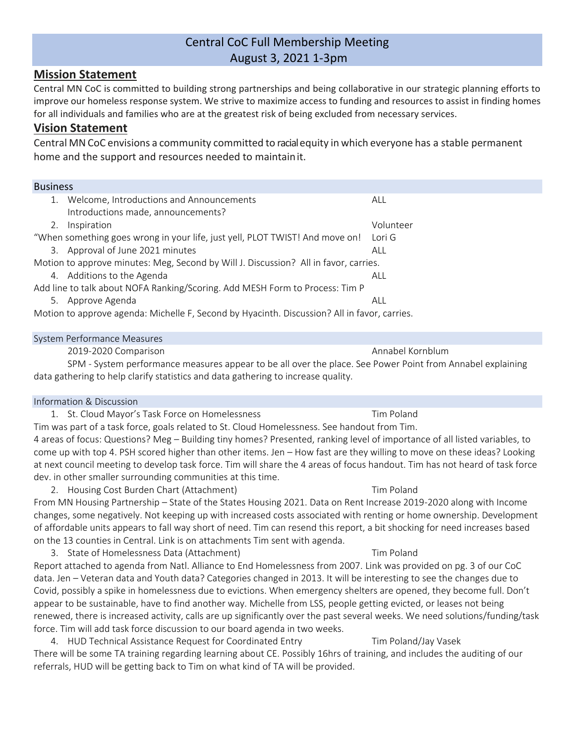# Central CoC Full Membership Meeting
## August 3, 2021 1-3pm

## Mission Statement

Central MN CoC is committed to building strong partnerships and being collaborative in our strategic planning efforts to improve our homeless response system. We strive to maximize access to funding and resources to assist in finding homes for all individuals and families who are at the greatest risk of being excluded from necessary services.

## Vision Statement

Central MN CoC envisions a community committed to racial equity in which everyone has a stable permanent home and the support and resources needed to maintain it.

### Business

1. Welcome, Introductions and Announcements — ALL
   Introductions made, announcements?
2. Inspiration — Volunteer

"When something goes wrong in your life, just yell, PLOT TWIST! And move on! — Lori G

3. Approval of June 2021 minutes — ALL

Motion to approve minutes: Meg, Second by Will J. Discussion? All in favor, carries.

4. Additions to the Agenda — ALL

Add line to talk about NOFA Ranking/Scoring. Add MESH Form to Process: Tim P

5. Approve Agenda — ALL

Motion to approve agenda: Michelle F, Second by Hyacinth. Discussion? All in favor, carries.

### System Performance Measures

2019-2020 Comparison — Annabel Kornblum

SPM - System performance measures appear to be all over the place. See Power Point from Annabel explaining data gathering to help clarify statistics and data gathering to increase quality.

### Information & Discussion

1. St. Cloud Mayor's Task Force on Homelessness — Tim Poland

Tim was part of a task force, goals related to St. Cloud Homelessness. See handout from Tim.
4 areas of focus: Questions? Meg – Building tiny homes? Presented, ranking level of importance of all listed variables, to come up with top 4. PSH scored higher than other items. Jen – How fast are they willing to move on these ideas? Looking at next council meeting to develop task force. Tim will share the 4 areas of focus handout. Tim has not heard of task force dev. in other smaller surrounding communities at this time.

2. Housing Cost Burden Chart (Attachment) — Tim Poland

From MN Housing Partnership – State of the States Housing 2021. Data on Rent Increase 2019-2020 along with Income changes, some negatively. Not keeping up with increased costs associated with renting or home ownership. Development of affordable units appears to fall way short of need. Tim can resend this report, a bit shocking for need increases based on the 13 counties in Central. Link is on attachments Tim sent with agenda.

3. State of Homelessness Data (Attachment) — Tim Poland

Report attached to agenda from Natl. Alliance to End Homelessness from 2007. Link was provided on pg. 3 of our CoC data. Jen – Veteran data and Youth data? Categories changed in 2013. It will be interesting to see the changes due to Covid, possibly a spike in homelessness due to evictions. When emergency shelters are opened, they become full. Don't appear to be sustainable, have to find another way. Michelle from LSS, people getting evicted, or leases not being renewed, there is increased activity, calls are up significantly over the past several weeks. We need solutions/funding/task force. Tim will add task force discussion to our board agenda in two weeks.

4. HUD Technical Assistance Request for Coordinated Entry — Tim Poland/Jay Vasek

There will be some TA training regarding learning about CE. Possibly 16hrs of training, and includes the auditing of our referrals, HUD will be getting back to Tim on what kind of TA will be provided.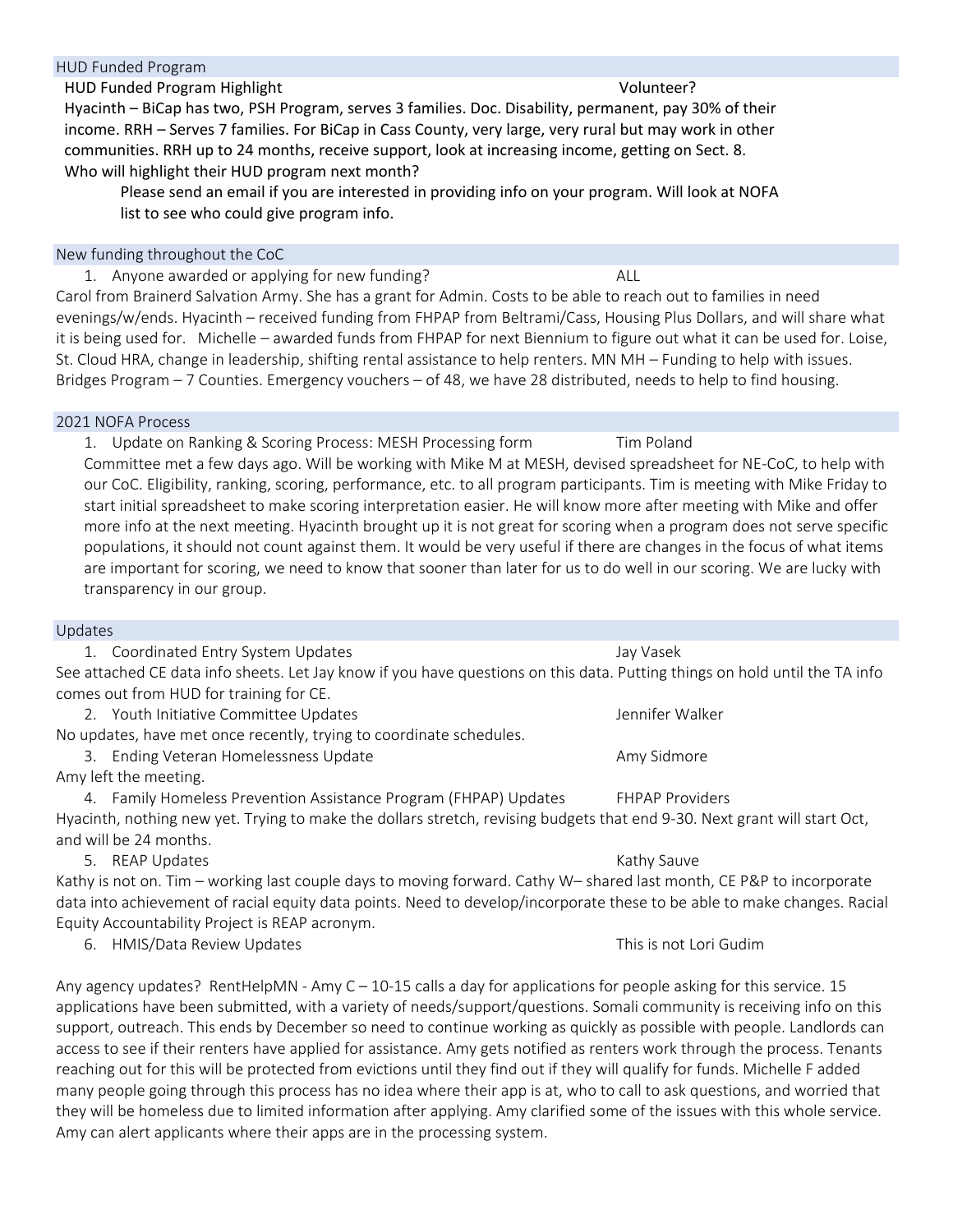## HUD Funded Program

**HUD Funded Program Highlight** — Volunteer?

Hyacinth – BiCap has two, PSH Program, serves 3 families. Doc. Disability, permanent, pay 30% of their income. RRH – Serves 7 families. For BiCap in Cass County, very large, very rural but may work in other communities. RRH up to 24 months, receive support, look at increasing income, getting on Sect. 8.

Who will highlight their HUD program next month?

> Please send an email if you are interested in providing info on your program. Will look at NOFA list to see who could give program info.

## New funding throughout the CoC

1. Anyone awarded or applying for new funding? — ALL

Carol from Brainerd Salvation Army. She has a grant for Admin. Costs to be able to reach out to families in need evenings/w/ends. Hyacinth – received funding from FHPAP from Beltrami/Cass, Housing Plus Dollars, and will share what it is being used for. Michelle – awarded funds from FHPAP for next Biennium to figure out what it can be used for. Loise, St. Cloud HRA, change in leadership, shifting rental assistance to help renters. MN MH – Funding to help with issues. Bridges Program – 7 Counties. Emergency vouchers – of 48, we have 28 distributed, needs to help to find housing.

## 2021 NOFA Process

1. Update on Ranking & Scoring Process: MESH Processing form — Tim Poland

Committee met a few days ago. Will be working with Mike M at MESH, devised spreadsheet for NE-CoC, to help with our CoC. Eligibility, ranking, scoring, performance, etc. to all program participants. Tim is meeting with Mike Friday to start initial spreadsheet to make scoring interpretation easier. He will know more after meeting with Mike and offer more info at the next meeting. Hyacinth brought up it is not great for scoring when a program does not serve specific populations, it should not count against them. It would be very useful if there are changes in the focus of what items are important for scoring, we need to know that sooner than later for us to do well in our scoring. We are lucky with transparency in our group.

## Updates

1. Coordinated Entry System Updates — Jay Vasek

See attached CE data info sheets. Let Jay know if you have questions on this data. Putting things on hold until the TA info comes out from HUD for training for CE.

2. Youth Initiative Committee Updates — Jennifer Walker

No updates, have met once recently, trying to coordinate schedules.

3. Ending Veteran Homelessness Update — Amy Sidmore

Amy left the meeting.

4. Family Homeless Prevention Assistance Program (FHPAP) Updates — FHPAP Providers

Hyacinth, nothing new yet. Trying to make the dollars stretch, revising budgets that end 9-30. Next grant will start Oct, and will be 24 months.

5. REAP Updates — Kathy Sauve

Kathy is not on. Tim – working last couple days to moving forward. Cathy W– shared last month, CE P&P to incorporate data into achievement of racial equity data points. Need to develop/incorporate these to be able to make changes. Racial Equity Accountability Project is REAP acronym.

6. HMIS/Data Review Updates — This is not Lori Gudim

Any agency updates? RentHelpMN - Amy C – 10-15 calls a day for applications for people asking for this service. 15 applications have been submitted, with a variety of needs/support/questions. Somali community is receiving info on this support, outreach. This ends by December so need to continue working as quickly as possible with people. Landlords can access to see if their renters have applied for assistance. Amy gets notified as renters work through the process. Tenants reaching out for this will be protected from evictions until they find out if they will qualify for funds. Michelle F added many people going through this process has no idea where their app is at, who to call to ask questions, and worried that they will be homeless due to limited information after applying. Amy clarified some of the issues with this whole service. Amy can alert applicants where their apps are in the processing system.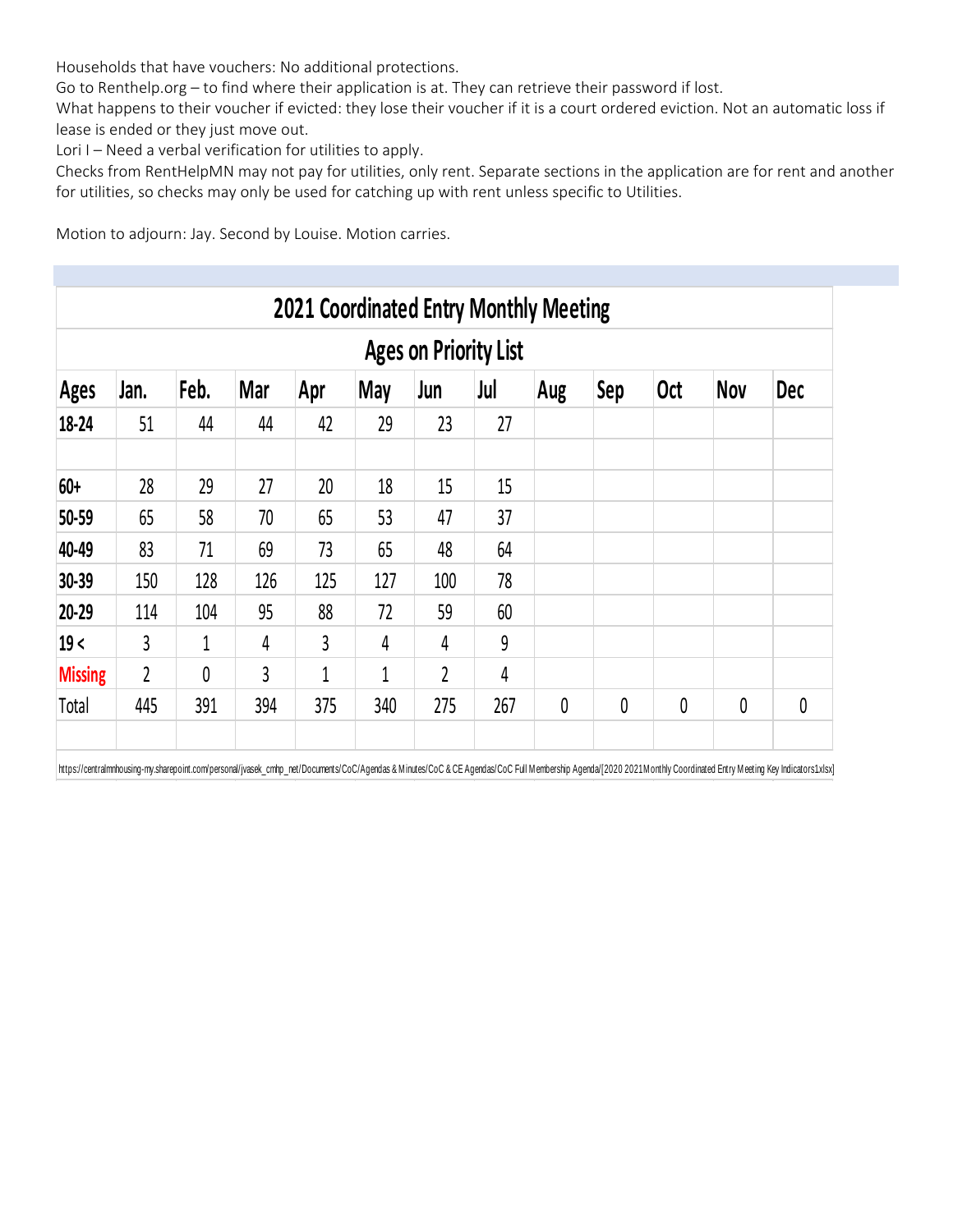Households that have vouchers: No additional protections.

Go to Renthelp.org – to find where their application is at. They can retrieve their password if lost.

What happens to their voucher if evicted: they lose their voucher if it is a court ordered eviction. Not an automatic loss if lease is ended or they just move out.

Lori I – Need a verbal verification for utilities to apply.

Checks from RentHelpMN may not pay for utilities, only rent. Separate sections in the application are for rent and another for utilities, so checks may only be used for catching up with rent unless specific to Utilities.

Motion to adjourn: Jay. Second by Louise. Motion carries.

## 2021 Coordinated Entry Monthly Meeting

### Ages on Priority List

| Ages | Jan. | Feb. | Mar | Apr | May | Jun | Jul | Aug | Sep | Oct | Nov | Dec |
|---|---|---|---|---|---|---|---|---|---|---|---|---|
| 18-24 | 51 | 44 | 44 | 42 | 29 | 23 | 27 | | | | | |
| | | | | | | | | | | | | |
| 60+ | 28 | 29 | 27 | 20 | 18 | 15 | 15 | | | | | |
| 50-59 | 65 | 58 | 70 | 65 | 53 | 47 | 37 | | | | | |
| 40-49 | 83 | 71 | 69 | 73 | 65 | 48 | 64 | | | | | |
| 30-39 | 150 | 128 | 126 | 125 | 127 | 100 | 78 | | | | | |
| 20-29 | 114 | 104 | 95 | 88 | 72 | 59 | 60 | | | | | |
| 19 < | 3 | 1 | 4 | 3 | 4 | 4 | 9 | | | | | |
| Missing | 2 | 0 | 3 | 1 | 1 | 2 | 4 | | | | | |
| Total | 445 | 391 | 394 | 375 | 340 | 275 | 267 | 0 | 0 | 0 | 0 | 0 |

https://centralmnhousing-my.sharepoint.com/personal/jvasek_cmhp_net/Documents/CoC/Agendas & Minutes/CoC & CE Agendas/CoC Full Membership Agenda/[2020 2021Monthly Coordinated Entry Meeting Key Indicators1.xlsx]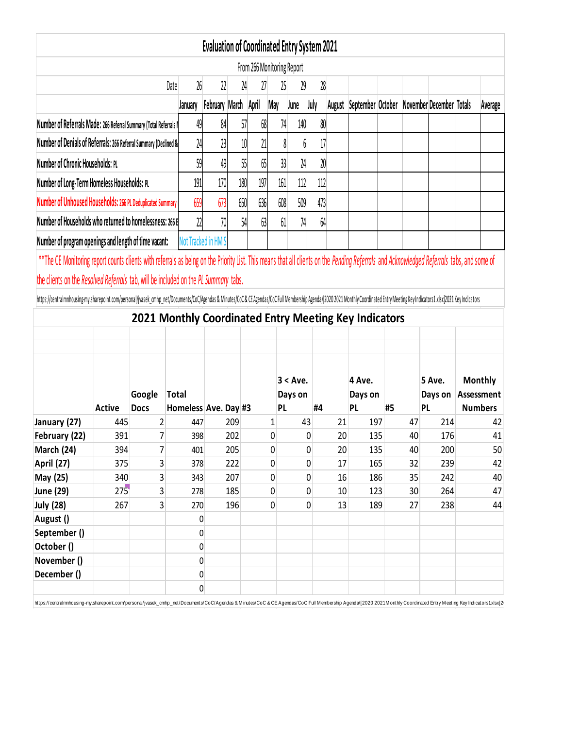# Evaluation of Coordinated Entry System 2021

From 266 Monitoring Report

| Date | 26 | 22 | 24 | 27 | 25 | 29 | 28 | | | | | | | |
|---|---|---|---|---|---|---|---|---|---|---|---|---|---|---|
| | January | February | March | April | May | June | July | August | September | October | November | December | Totals | Average |
| Number of Referrals Made: 266 Referral Summary (Total Referrals M | 49 | 84 | 57 | 68 | 74 | 140 | 80 | | | | | | | |
| Number of Denials of Referrals: 266 Referral Summary (Declined & | 24 | 23 | 10 | 21 | 8 | 6 | 17 | | | | | | | |
| Number of Chronic Households: PL | 59 | 49 | 55 | 65 | 33 | 24 | 20 | | | | | | | |
| Number of Long-Term Homeless Households: PL | 191 | 170 | 180 | 197 | 161 | 112 | 112 | | | | | | | |
| Number of Unhoused Households: 266 PL Deduplicated Summary | 659 | 673 | 650 | 636 | 608 | 509 | 473 | | | | | | | |
| Number of Households who returned to homelessness: 266 E | 22 | 70 | 54 | 63 | 61 | 74 | 64 | | | | | | | |
| Number of program openings and length of time vacant: | Not Tracked in HMIS | | | | | | | | | | | | | |

**The CE Monitoring report counts clients with referrals as being on the Priority List. This means that all clients on the *Pending Referrals* and *Acknowledged Referrals* tabs, and some of the clients on the *Resolved Referrals* tab, will be included on the *PL Summary* tabs.

https://centralmnhousing-my.sharepoint.com/personal/jvasek_cmhp_net/Documents/CoC/Agendas & Minutes/CoC & CE Agendas/CoC Full Membership Agenda/[2020 2021 Monthly Coordinated Entry Meeting Key Indicators1.xlsx]2021 Key Indicators

## 2021 Monthly Coordinated Entry Meeting Key Indicators

| | Active | Google Docs | Total Homeless | Ave. Day | #3 | 3 < Ave. Days on PL | #4 | 4 Ave. Days on PL | #5 | 5 Ave. Days on PL | Monthly Assessment Numbers |
|---|---|---|---|---|---|---|---|---|---|---|---|
| January (27) | 445 | 2 | 447 | 209 | 1 | 43 | 21 | 197 | 47 | 214 | 42 |
| February (22) | 391 | 7 | 398 | 202 | 0 | 0 | 20 | 135 | 40 | 176 | 41 |
| March (24) | 394 | 7 | 401 | 205 | 0 | 0 | 20 | 135 | 40 | 200 | 50 |
| April (27) | 375 | 3 | 378 | 222 | 0 | 0 | 17 | 165 | 32 | 239 | 42 |
| May (25) | 340 | 3 | 343 | 207 | 0 | 0 | 16 | 186 | 35 | 242 | 40 |
| June (29) | 275 | 3 | 278 | 185 | 0 | 0 | 10 | 123 | 30 | 264 | 47 |
| July (28) | 267 | 3 | 270 | 196 | 0 | 0 | 13 | 189 | 27 | 238 | 44 |
| August () | | | 0 | | | | | | | | |
| September () | | | 0 | | | | | | | | |
| October () | | | 0 | | | | | | | | |
| November () | | | 0 | | | | | | | | |
| December () | | | 0 | | | | | | | | |
| | | | 0 | | | | | | | | |

https://centralmnhousing-my.sharepoint.com/personal/jvasek_cmhp_net/Documents/CoC/Agendas & Minutes/CoC & CE Agendas/CoC Full Membership Agenda/[2020 2021Monthly Coordinated Entry Meeting Key Indicators1xlsx]2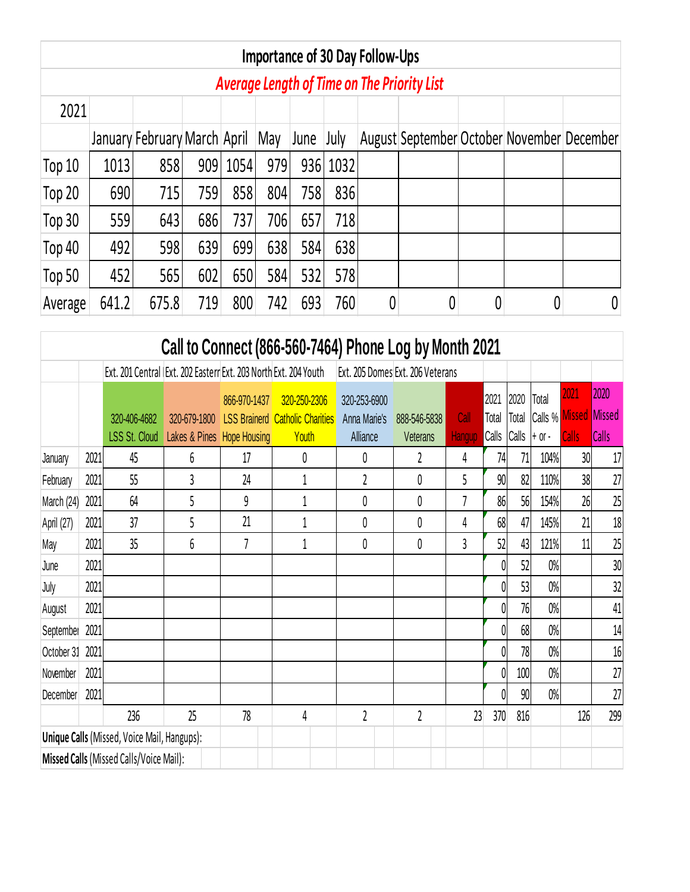# Importance of 30 Day Follow-Ups

## *Average Length of Time on The Priority List*

| 2021 | | | | | | | | | | | | |
|---|---|---|---|---|---|---|---|---|---|---|---|---|
| | January | February | March | April | May | June | July | August | September | October | November | December |
| Top 10 | 1013 | 858 | 909 | 1054 | 979 | 936 | 1032 | | | | | |
| Top 20 | 690 | 715 | 759 | 858 | 804 | 758 | 836 | | | | | |
| Top 30 | 559 | 643 | 686 | 737 | 706 | 657 | 718 | | | | | |
| Top 40 | 492 | 598 | 639 | 699 | 638 | 584 | 638 | | | | | |
| Top 50 | 452 | 565 | 602 | 650 | 584 | 532 | 578 | | | | | |
| Average | 641.2 | 675.8 | 719 | 800 | 742 | 693 | 760 | 0 | 0 | 0 | 0 | 0 |

# Call to Connect (866-560-7464) Phone Log by Month 2021

| | | Ext. 201 Central | Ext. 202 Eastern | Ext. 203 North | Ext. 204 Youth | Ext. 205 Domes | Ext. 206 Veterans | | | | | | |
|---|---|---|---|---|---|---|---|---|---|---|---|---|---|
| | | 320-406-4682 LSS St. Cloud | 320-679-1800 Lakes & Pines | 866-970-1437 LSS Brainerd Hope Housing | 320-250-2306 Catholic Charities Youth | 320-253-6900 Anna Marie's Alliance | 888-546-5838 Veterans | Call Hangup | 2021 Total Calls | 2020 Total Calls | Total Calls % + or - | 2021 Missed Calls | 2020 Missed Calls |
| January | 2021 | 45 | 6 | 17 | 0 | 0 | 2 | 4 | 74 | 71 | 104% | 30 | 17 |
| February | 2021 | 55 | 3 | 24 | 1 | 2 | 0 | 5 | 90 | 82 | 110% | 38 | 27 |
| March (24) | 2021 | 64 | 5 | 9 | 1 | 0 | 0 | 7 | 86 | 56 | 154% | 26 | 25 |
| April (27) | 2021 | 37 | 5 | 21 | 1 | 0 | 0 | 4 | 68 | 47 | 145% | 21 | 18 |
| May | 2021 | 35 | 6 | 7 | 1 | 0 | 0 | 3 | 52 | 43 | 121% | 11 | 25 |
| June | 2021 | | | | | | | | 0 | 52 | 0% | | 30 |
| July | 2021 | | | | | | | | 0 | 53 | 0% | | 32 |
| August | 2021 | | | | | | | | 0 | 76 | 0% | | 41 |
| September | 2021 | | | | | | | | 0 | 68 | 0% | | 14 |
| October 31 | 2021 | | | | | | | | 0 | 78 | 0% | | 16 |
| November | 2021 | | | | | | | | 0 | 100 | 0% | | 27 |
| December | 2021 | | | | | | | | 0 | 90 | 0% | | 27 |
| | | 236 | 25 | 78 | 4 | 2 | 2 | 23 | 370 | 816 | | 126 | 299 |
| **Unique Calls** (Missed, Voice Mail, Hangups): | | | | | | | | | | | | | |
| **Missed Calls** (Missed Calls/Voice Mail): | | | | | | | | | | | | | |